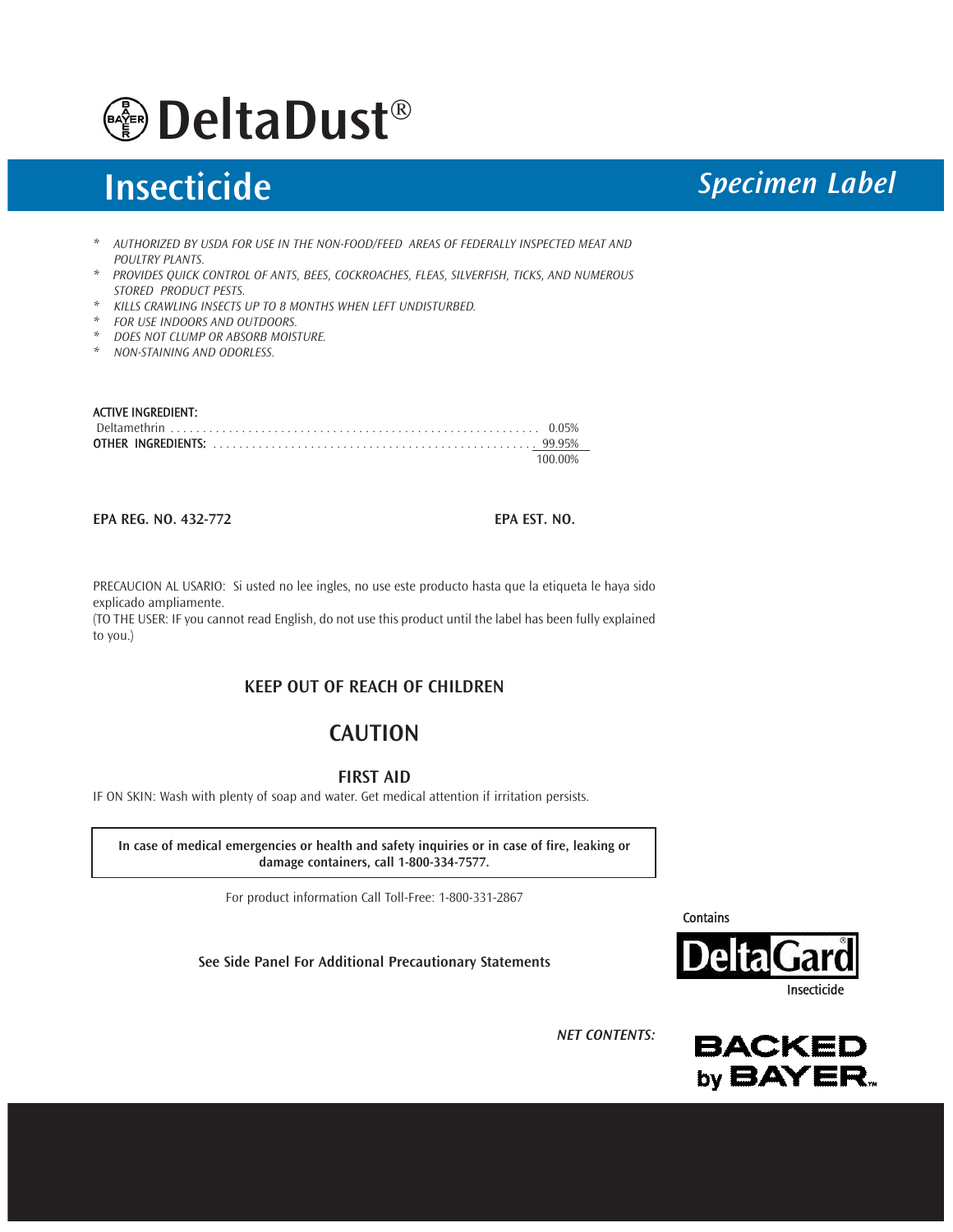# DeltaDust®

## Insecticide

*Specimen Label*

- *AUTHORIZED BY USDA FOR USE IN THE NON-FOOD/FEED AREAS OF FEDERALLY INSPECTED MEAT AND POULTRY PLANTS.*
- *PROVIDES QUICK CONTROL OF ANTS, BEES, COCKROACHES, FLEAS, SILVERFISH, TICKS, AND NUMEROUS STORED PRODUCT PESTS.*
- *KILLS CRAWLING INSECTS UP TO 8 MONTHS WHEN LEFT UNDISTURBED.*
- *FOR USE INDOORS AND OUTDOORS.*
- *DOES NOT CLUMP OR ABSORB MOISTURE.*
- *NON-STAINING AND ODORLESS.*

| ACTIVE INGREDIENT: | |
|---|---|
| Deltamethrin | 0.05% |
| **OTHER INGREDIENTS:** | 99.95% |
| | 100.00% |

**EPA REG. NO. 432-772** **EPA EST. NO.**

PRECAUCION AL USARIO: Si usted no lee ingles, no use este producto hasta que la etiqueta le haya sido explicado ampliamente.
(TO THE USER: IF you cannot read English, do not use this product until the label has been fully explained to you.)

**KEEP OUT OF REACH OF CHILDREN**

## CAUTION

**FIRST AID**

IF ON SKIN: Wash with plenty of soap and water. Get medical attention if irritation persists.

**In case of medical emergencies or health and safety inquiries or in case of fire, leaking or damage containers, call 1-800-334-7577.**

For product information Call Toll-Free: 1-800-331-2867

**See Side Panel For Additional Precautionary Statements**

Contains DeltaGard® Insecticide

*NET CONTENTS:*

BACKED by BAYER™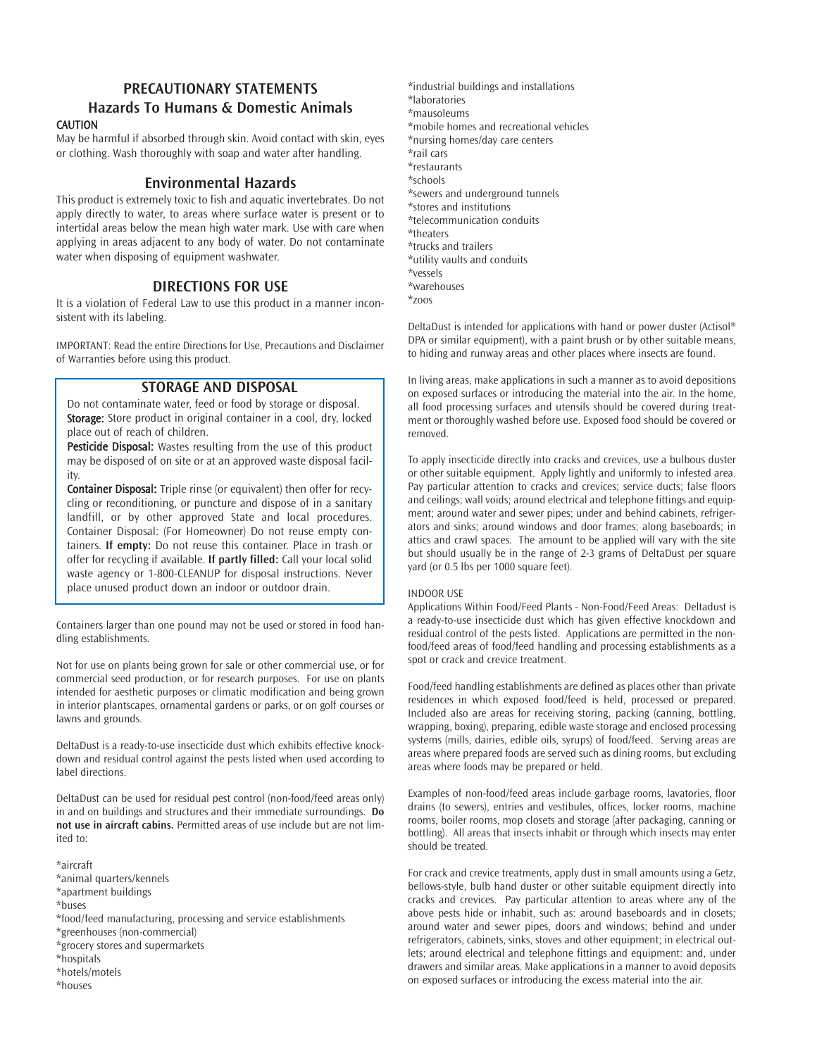## PRECAUTIONARY STATEMENTS

### Hazards To Humans & Domestic Animals

**CAUTION**

May be harmful if absorbed through skin. Avoid contact with skin, eyes or clothing. Wash thoroughly with soap and water after handling.

### Environmental Hazards

This product is extremely toxic to fish and aquatic invertebrates. Do not apply directly to water, to areas where surface water is present or to intertidal areas below the mean high water mark. Use with care when applying in areas adjacent to any body of water. Do not contaminate water when disposing of equipment washwater.

## DIRECTIONS FOR USE

It is a violation of Federal Law to use this product in a manner inconsistent with its labeling.

IMPORTANT: Read the entire Directions for Use, Precautions and Disclaimer of Warranties before using this product.

### STORAGE AND DISPOSAL

Do not contaminate water, feed or food by storage or disposal.

**Storage:** Store product in original container in a cool, dry, locked place out of reach of children.

**Pesticide Disposal:** Wastes resulting from the use of this product may be disposed of on site or at an approved waste disposal facility.

**Container Disposal:** Triple rinse (or equivalent) then offer for recycling or reconditioning, or puncture and dispose of in a sanitary landfill, or by other approved State and local procedures. Container Disposal: (For Homeowner) Do not reuse empty containers. **If empty:** Do not reuse this container. Place in trash or offer for recycling if available. **If partly filled:** Call your local solid waste agency or 1-800-CLEANUP for disposal instructions. Never place unused product down an indoor or outdoor drain.

Containers larger than one pound may not be used or stored in food handling establishments.

Not for use on plants being grown for sale or other commercial use, or for commercial seed production, or for research purposes. For use on plants intended for aesthetic purposes or climatic modification and being grown in interior plantscapes, ornamental gardens or parks, or on golf courses or lawns and grounds.

DeltaDust is a ready-to-use insecticide dust which exhibits effective knockdown and residual control against the pests listed when used according to label directions.

DeltaDust can be used for residual pest control (non-food/feed areas only) in and on buildings and structures and their immediate surroundings. **Do not use in aircraft cabins.** Permitted areas of use include but are not limited to:

*aircraft
*animal quarters/kennels
*apartment buildings
*buses
*food/feed manufacturing, processing and service establishments
*greenhouses (non-commercial)
*grocery stores and supermarkets
*hospitals
*hotels/motels
*houses
*industrial buildings and installations
*laboratories
*mausoleums
*mobile homes and recreational vehicles
*nursing homes/day care centers
*rail cars
*restaurants
*schools
*sewers and underground tunnels
*stores and institutions
*telecommunication conduits
*theaters
*trucks and trailers
*utility vaults and conduits
*vessels
*warehouses
*zoos

DeltaDust is intended for applications with hand or power duster (Actisol® DPA or similar equipment), with a paint brush or by other suitable means, to hiding and runway areas and other places where insects are found.

In living areas, make applications in such a manner as to avoid depositions on exposed surfaces or introducing the material into the air. In the home, all food processing surfaces and utensils should be covered during treatment or thoroughly washed before use. Exposed food should be covered or removed.

To apply insecticide directly into cracks and crevices, use a bulbous duster or other suitable equipment. Apply lightly and uniformly to infested area. Pay particular attention to cracks and crevices; service ducts; false floors and ceilings; wall voids; around electrical and telephone fittings and equipment; around water and sewer pipes; under and behind cabinets, refrigerators and sinks; around windows and door frames; along baseboards; in attics and crawl spaces. The amount to be applied will vary with the site but should usually be in the range of 2-3 grams of DeltaDust per square yard (or 0.5 lbs per 1000 square feet).

INDOOR USE

Applications Within Food/Feed Plants - Non-Food/Feed Areas: Deltadust is a ready-to-use insecticide dust which has given effective knockdown and residual control of the pests listed. Applications are permitted in the non-food/feed areas of food/feed handling and processing establishments as a spot or crack and crevice treatment.

Food/feed handling establishments are defined as places other than private residences in which exposed food/feed is held, processed or prepared. Included also are areas for receiving storing, packing (canning, bottling, wrapping, boxing), preparing, edible waste storage and enclosed processing systems (mills, dairies, edible oils, syrups) of food/feed. Serving areas are areas where prepared foods are served such as dining rooms, but excluding areas where foods may be prepared or held.

Examples of non-food/feed areas include garbage rooms, lavatories, floor drains (to sewers), entries and vestibules, offices, locker rooms, machine rooms, boiler rooms, mop closets and storage (after packaging, canning or bottling). All areas that insects inhabit or through which insects may enter should be treated.

For crack and crevice treatments, apply dust in small amounts using a Getz, bellows-style, bulb hand duster or other suitable equipment directly into cracks and crevices. Pay particular attention to areas where any of the above pests hide or inhabit, such as: around baseboards and in closets; around water and sewer pipes, doors and windows; behind and under refrigerators, cabinets, sinks, stoves and other equipment; in electrical outlets; around electrical and telephone fittings and equipment: and, under drawers and similar areas. Make applications in a manner to avoid deposits on exposed surfaces or introducing the excess material into the air.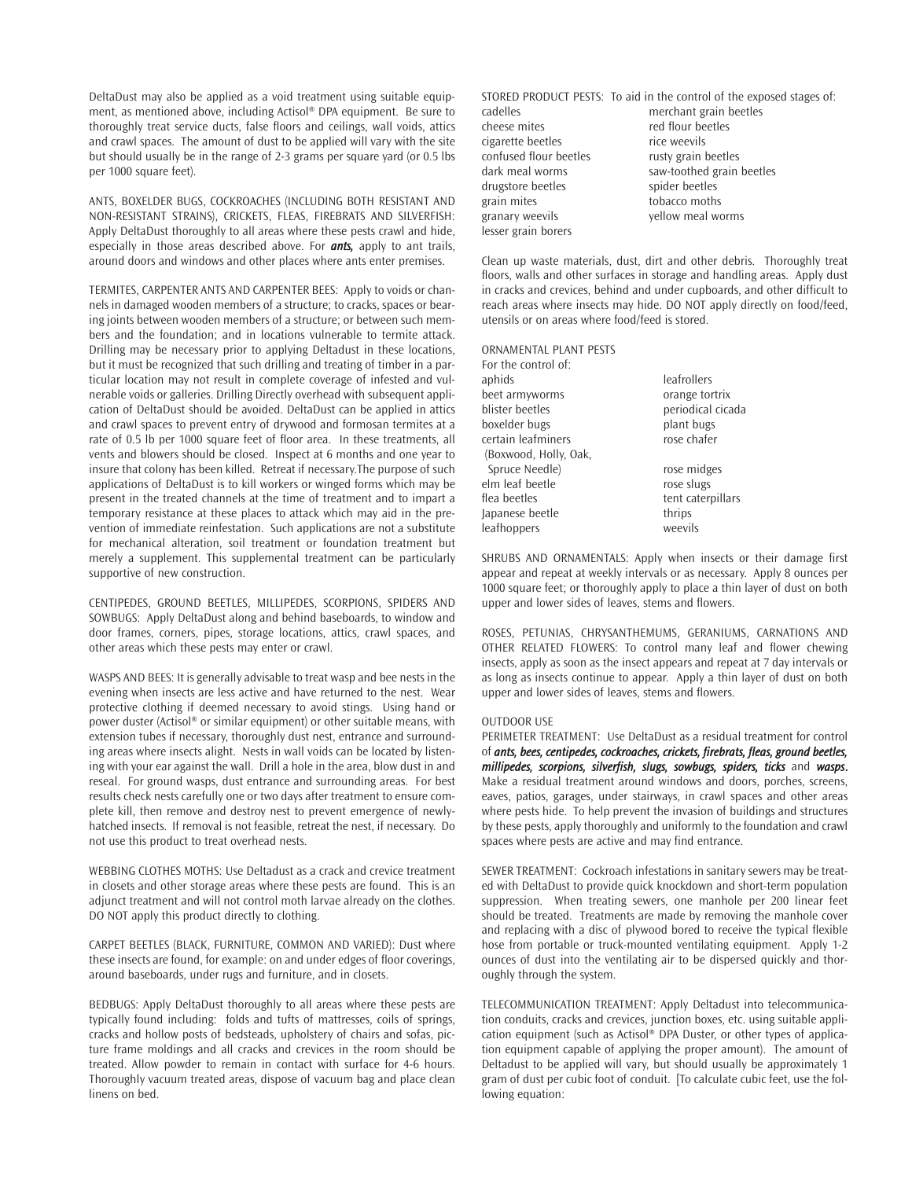DeltaDust may also be applied as a void treatment using suitable equipment, as mentioned above, including Actisol® DPA equipment. Be sure to thoroughly treat service ducts, false floors and ceilings, wall voids, attics and crawl spaces. The amount of dust to be applied will vary with the site but should usually be in the range of 2-3 grams per square yard (or 0.5 lbs per 1000 square feet).

ANTS, BOXELDER BUGS, COCKROACHES (INCLUDING BOTH RESISTANT AND NON-RESISTANT STRAINS), CRICKETS, FLEAS, FIREBRATS AND SILVERFISH: Apply DeltaDust thoroughly to all areas where these pests crawl and hide, especially in those areas described above. For ***ants,*** apply to ant trails, around doors and windows and other places where ants enter premises.

TERMITES, CARPENTER ANTS AND CARPENTER BEES: Apply to voids or channels in damaged wooden members of a structure; to cracks, spaces or bearing joints between wooden members of a structure; or between such members and the foundation; and in locations vulnerable to termite attack. Drilling may be necessary prior to applying Deltadust in these locations, but it must be recognized that such drilling and treating of timber in a particular location may not result in complete coverage of infested and vulnerable voids or galleries. Drilling Directly overhead with subsequent application of DeltaDust should be avoided. DeltaDust can be applied in attics and crawl spaces to prevent entry of drywood and formosan termites at a rate of 0.5 lb per 1000 square feet of floor area. In these treatments, all vents and blowers should be closed. Inspect at 6 months and one year to insure that colony has been killed. Retreat if necessary.The purpose of such applications of DeltaDust is to kill workers or winged forms which may be present in the treated channels at the time of treatment and to impart a temporary resistance at these places to attack which may aid in the prevention of immediate reinfestation. Such applications are not a substitute for mechanical alteration, soil treatment or foundation treatment but merely a supplement. This supplemental treatment can be particularly supportive of new construction.

CENTIPEDES, GROUND BEETLES, MILLIPEDES, SCORPIONS, SPIDERS AND SOWBUGS: Apply DeltaDust along and behind baseboards, to window and door frames, corners, pipes, storage locations, attics, crawl spaces, and other areas which these pests may enter or crawl.

WASPS AND BEES: It is generally advisable to treat wasp and bee nests in the evening when insects are less active and have returned to the nest. Wear protective clothing if deemed necessary to avoid stings. Using hand or power duster (Actisol® or similar equipment) or other suitable means, with extension tubes if necessary, thoroughly dust nest, entrance and surrounding areas where insects alight. Nests in wall voids can be located by listening with your ear against the wall. Drill a hole in the area, blow dust in and reseal. For ground wasps, dust entrance and surrounding areas. For best results check nests carefully one or two days after treatment to ensure complete kill, then remove and destroy nest to prevent emergence of newly-hatched insects. If removal is not feasible, retreat the nest, if necessary. Do not use this product to treat overhead nests.

WEBBING CLOTHES MOTHS: Use Deltadust as a crack and crevice treatment in closets and other storage areas where these pests are found. This is an adjunct treatment and will not control moth larvae already on the clothes. DO NOT apply this product directly to clothing.

CARPET BEETLES (BLACK, FURNITURE, COMMON AND VARIED): Dust where these insects are found, for example: on and under edges of floor coverings, around baseboards, under rugs and furniture, and in closets.

BEDBUGS: Apply DeltaDust thoroughly to all areas where these pests are typically found including: folds and tufts of mattresses, coils of springs, cracks and hollow posts of bedsteads, upholstery of chairs and sofas, picture frame moldings and all cracks and crevices in the room should be treated. Allow powder to remain in contact with surface for 4-6 hours. Thoroughly vacuum treated areas, dispose of vacuum bag and place clean linens on bed.

STORED PRODUCT PESTS: To aid in the control of the exposed stages of:

| | |
|---|---|
| cadelles | merchant grain beetles |
| cheese mites | red flour beetles |
| cigarette beetles | rice weevils |
| confused flour beetles | rusty grain beetles |
| dark meal worms | saw-toothed grain beetles |
| drugstore beetles | spider beetles |
| grain mites | tobacco moths |
| granary weevils | yellow meal worms |
| lesser grain borers | |

Clean up waste materials, dust, dirt and other debris. Thoroughly treat floors, walls and other surfaces in storage and handling areas. Apply dust in cracks and crevices, behind and under cupboards, and other difficult to reach areas where insects may hide. DO NOT apply directly on food/feed, utensils or on areas where food/feed is stored.

ORNAMENTAL PLANT PESTS

For the control of:

| | |
|---|---|
| aphids | leafrollers |
| beet armyworms | orange tortrix |
| blister beetles | periodical cicada |
| boxelder bugs | plant bugs |
| certain leafminers (Boxwood, Holly, Oak, Spruce Needle) | rose chafer |
| | rose midges |
| elm leaf beetle | rose slugs |
| flea beetles | tent caterpillars |
| Japanese beetle | thrips |
| leafhoppers | weevils |

SHRUBS AND ORNAMENTALS: Apply when insects or their damage first appear and repeat at weekly intervals or as necessary. Apply 8 ounces per 1000 square feet; or thoroughly apply to place a thin layer of dust on both upper and lower sides of leaves, stems and flowers.

ROSES, PETUNIAS, CHRYSANTHEMUMS, GERANIUMS, CARNATIONS AND OTHER RELATED FLOWERS: To control many leaf and flower chewing insects, apply as soon as the insect appears and repeat at 7 day intervals or as long as insects continue to appear. Apply a thin layer of dust on both upper and lower sides of leaves, stems and flowers.

OUTDOOR USE

PERIMETER TREATMENT: Use DeltaDust as a residual treatment for control of ***ants, bees, centipedes, cockroaches, crickets, firebrats, fleas, ground beetles, millipedes, scorpions, silverfish, slugs, sowbugs, spiders, ticks*** and ***wasps***. Make a residual treatment around windows and doors, porches, screens, eaves, patios, garages, under stairways, in crawl spaces and other areas where pests hide. To help prevent the invasion of buildings and structures by these pests, apply thoroughly and uniformly to the foundation and crawl spaces where pests are active and may find entrance.

SEWER TREATMENT: Cockroach infestations in sanitary sewers may be treated with DeltaDust to provide quick knockdown and short-term population suppression. When treating sewers, one manhole per 200 linear feet should be treated. Treatments are made by removing the manhole cover and replacing with a disc of plywood bored to receive the typical flexible hose from portable or truck-mounted ventilating equipment. Apply 1-2 ounces of dust into the ventilating air to be dispersed quickly and thoroughly through the system.

TELECOMMUNICATION TREATMENT: Apply Deltadust into telecommunication conduits, cracks and crevices, junction boxes, etc. using suitable application equipment (such as Actisol® DPA Duster, or other types of application equipment capable of applying the proper amount). The amount of Deltadust to be applied will vary, but should usually be approximately 1 gram of dust per cubic foot of conduit. [To calculate cubic feet, use the following equation: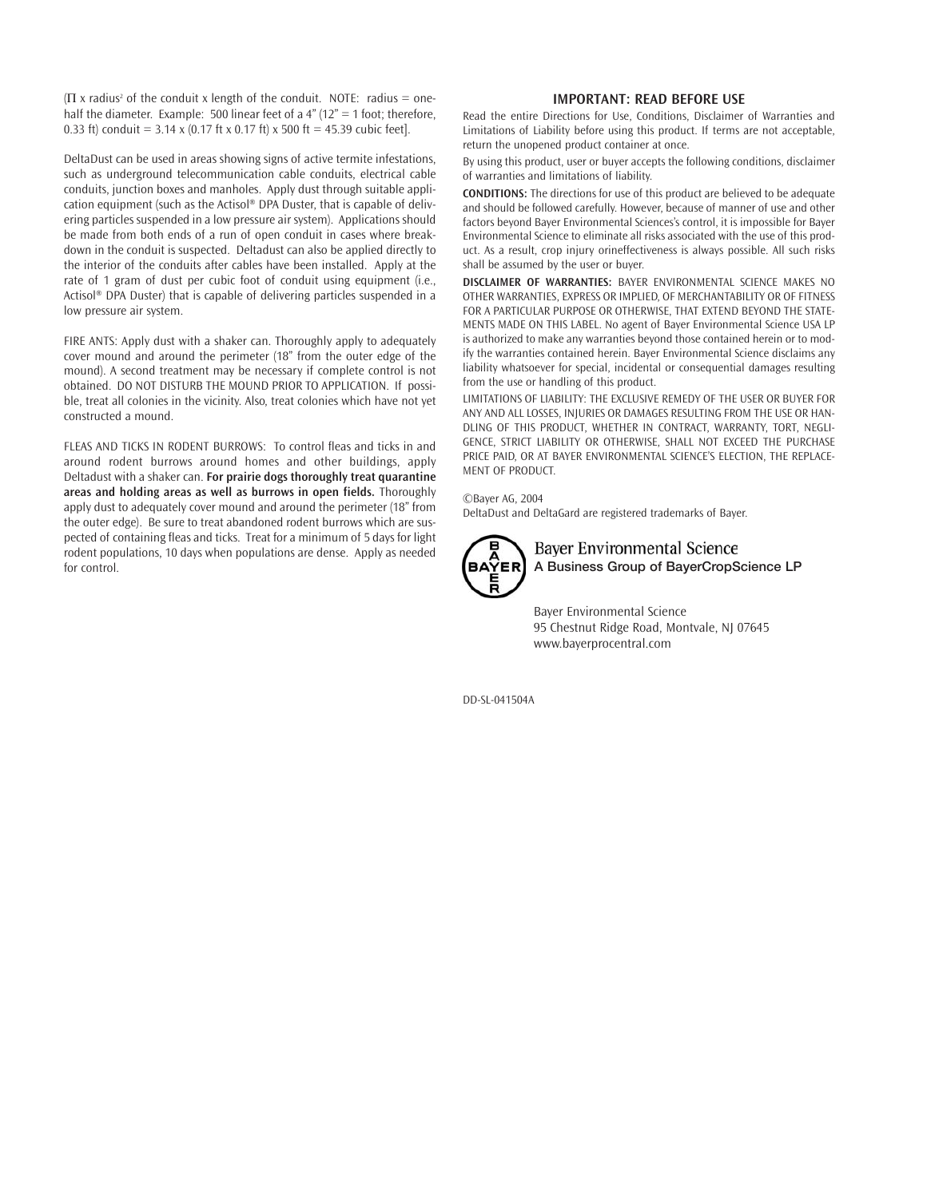(Π x radius² of the conduit x length of the conduit. NOTE: radius = one-half the diameter. Example: 500 linear feet of a 4" (12" = 1 foot; therefore, 0.33 ft) conduit = 3.14 x (0.17 ft x 0.17 ft) x 500 ft = 45.39 cubic feet].

DeltaDust can be used in areas showing signs of active termite infestations, such as underground telecommunication cable conduits, electrical cable conduits, junction boxes and manholes. Apply dust through suitable application equipment (such as the Actisol® DPA Duster, that is capable of delivering particles suspended in a low pressure air system). Applications should be made from both ends of a run of open conduit in cases where breakdown in the conduit is suspected. Deltadust can also be applied directly to the interior of the conduits after cables have been installed. Apply at the rate of 1 gram of dust per cubic foot of conduit using equipment (i.e., Actisol® DPA Duster) that is capable of delivering particles suspended in a low pressure air system.

FIRE ANTS: Apply dust with a shaker can. Thoroughly apply to adequately cover mound and around the perimeter (18" from the outer edge of the mound). A second treatment may be necessary if complete control is not obtained. DO NOT DISTURB THE MOUND PRIOR TO APPLICATION. If possible, treat all colonies in the vicinity. Also, treat colonies which have not yet constructed a mound.

FLEAS AND TICKS IN RODENT BURROWS: To control fleas and ticks in and around rodent burrows around homes and other buildings, apply Deltadust with a shaker can. **For prairie dogs thoroughly treat quarantine areas and holding areas as well as burrows in open fields.** Thoroughly apply dust to adequately cover mound and around the perimeter (18" from the outer edge). Be sure to treat abandoned rodent burrows which are suspected of containing fleas and ticks. Treat for a minimum of 5 days for light rodent populations, 10 days when populations are dense. Apply as needed for control.

## IMPORTANT: READ BEFORE USE

Read the entire Directions for Use, Conditions, Disclaimer of Warranties and Limitations of Liability before using this product. If terms are not acceptable, return the unopened product container at once.

By using this product, user or buyer accepts the following conditions, disclaimer of warranties and limitations of liability.

**CONDITIONS:** The directions for use of this product are believed to be adequate and should be followed carefully. However, because of manner of use and other factors beyond Bayer Environmental Sciences's control, it is impossible for Bayer Environmental Science to eliminate all risks associated with the use of this product. As a result, crop injury orineffectiveness is always possible. All such risks shall be assumed by the user or buyer.

**DISCLAIMER OF WARRANTIES:** BAYER ENVIRONMENTAL SCIENCE MAKES NO OTHER WARRANTIES, EXPRESS OR IMPLIED, OF MERCHANTABILITY OR OF FITNESS FOR A PARTICULAR PURPOSE OR OTHERWISE, THAT EXTEND BEYOND THE STATEMENTS MADE ON THIS LABEL. No agent of Bayer Environmental Science USA LP is authorized to make any warranties beyond those contained herein or to modify the warranties contained herein. Bayer Environmental Science disclaims any liability whatsoever for special, incidental or consequential damages resulting from the use or handling of this product.

LIMITATIONS OF LIABILITY: THE EXCLUSIVE REMEDY OF THE USER OR BUYER FOR ANY AND ALL LOSSES, INJURIES OR DAMAGES RESULTING FROM THE USE OR HANDLING OF THIS PRODUCT, WHETHER IN CONTRACT, WARRANTY, TORT, NEGLIGENCE, STRICT LIABILITY OR OTHERWISE, SHALL NOT EXCEED THE PURCHASE PRICE PAID, OR AT BAYER ENVIRONMENTAL SCIENCE'S ELECTION, THE REPLACEMENT OF PRODUCT.

©Bayer AG, 2004

DeltaDust and DeltaGard are registered trademarks of Bayer.

BAYER

Bayer Environmental Science

A Business Group of BayerCropScience LP

Bayer Environmental Science
95 Chestnut Ridge Road, Montvale, NJ 07645
www.bayerprocentral.com

DD-SL-041504A